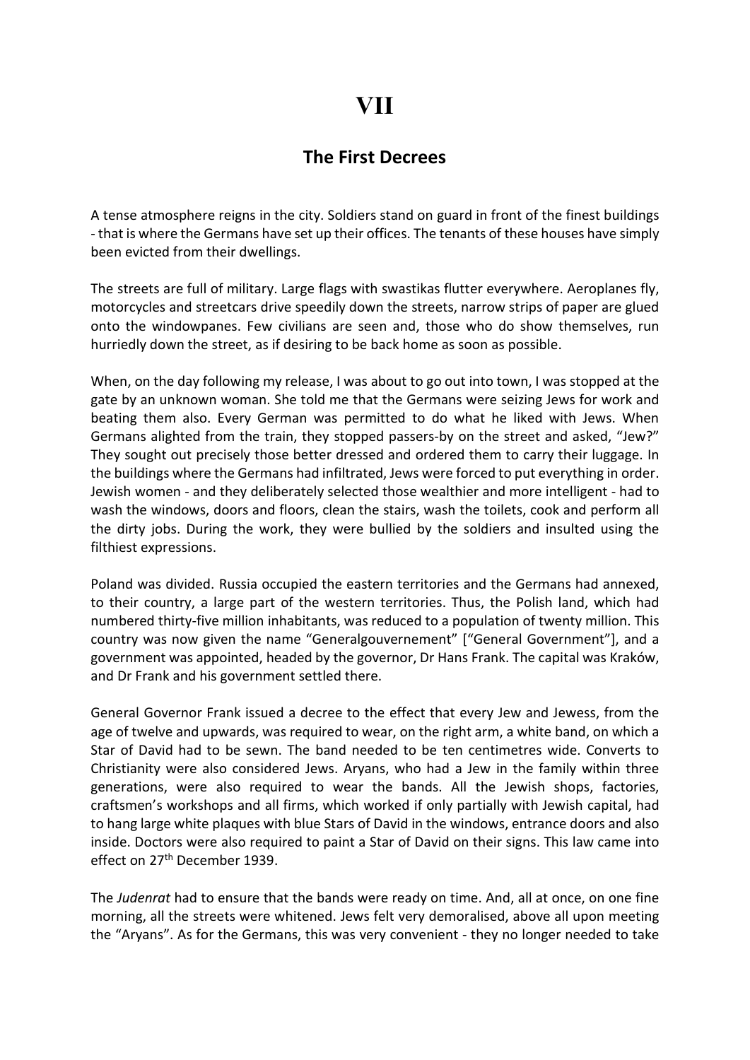# VII

## The First Decrees

A tense atmosphere reigns in the city. Soldiers stand on guard in front of the finest buildings - that is where the Germans have set up their offices. The tenants of these houses have simply been evicted from their dwellings.

The streets are full of military. Large flags with swastikas flutter everywhere. Aeroplanes fly, motorcycles and streetcars drive speedily down the streets, narrow strips of paper are glued onto the windowpanes. Few civilians are seen and, those who do show themselves, run hurriedly down the street, as if desiring to be back home as soon as possible.

When, on the day following my release, I was about to go out into town, I was stopped at the gate by an unknown woman. She told me that the Germans were seizing Jews for work and beating them also. Every German was permitted to do what he liked with Jews. When Germans alighted from the train, they stopped passers-by on the street and asked, "Jew?" They sought out precisely those better dressed and ordered them to carry their luggage. In the buildings where the Germans had infiltrated, Jews were forced to put everything in order. Jewish women - and they deliberately selected those wealthier and more intelligent - had to wash the windows, doors and floors, clean the stairs, wash the toilets, cook and perform all the dirty jobs. During the work, they were bullied by the soldiers and insulted using the filthiest expressions.

Poland was divided. Russia occupied the eastern territories and the Germans had annexed, to their country, a large part of the western territories. Thus, the Polish land, which had numbered thirty-five million inhabitants, was reduced to a population of twenty million. This country was now given the name "Generalgouvernement" ["General Government"], and a government was appointed, headed by the governor, Dr Hans Frank. The capital was Kraków, and Dr Frank and his government settled there.

General Governor Frank issued a decree to the effect that every Jew and Jewess, from the age of twelve and upwards, was required to wear, on the right arm, a white band, on which a Star of David had to be sewn. The band needed to be ten centimetres wide. Converts to Christianity were also considered Jews. Aryans, who had a Jew in the family within three generations, were also required to wear the bands. All the Jewish shops, factories, craftsmen's workshops and all firms, which worked if only partially with Jewish capital, had to hang large white plaques with blue Stars of David in the windows, entrance doors and also inside. Doctors were also required to paint a Star of David on their signs. This law came into effect on 27th December 1939.

The *Judenrat* had to ensure that the bands were ready on time. And, all at once, on one fine morning, all the streets were whitened. Jews felt very demoralised, above all upon meeting the "Aryans". As for the Germans, this was very convenient - they no longer needed to take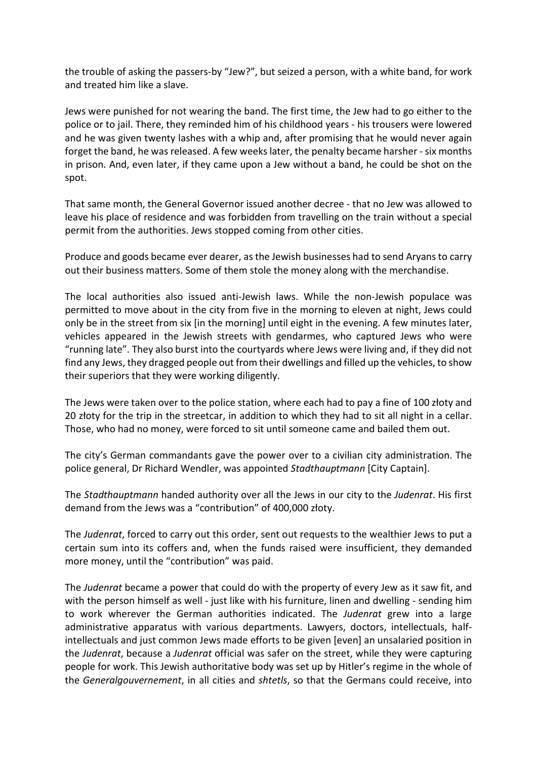the trouble of asking the passers-by "Jew?", but seized a person, with a white band, for work and treated him like a slave.

Jews were punished for not wearing the band. The first time, the Jew had to go either to the police or to jail. There, they reminded him of his childhood years - his trousers were lowered and he was given twenty lashes with a whip and, after promising that he would never again forget the band, he was released. A few weeks later, the penalty became harsher - six months in prison. And, even later, if they came upon a Jew without a band, he could be shot on the spot.

That same month, the General Governor issued another decree - that no Jew was allowed to leave his place of residence and was forbidden from travelling on the train without a special permit from the authorities. Jews stopped coming from other cities.

Produce and goods became ever dearer, as the Jewish businesses had to send Aryans to carry out their business matters. Some of them stole the money along with the merchandise.

The local authorities also issued anti-Jewish laws. While the non-Jewish populace was permitted to move about in the city from five in the morning to eleven at night, Jews could only be in the street from six [in the morning] until eight in the evening. A few minutes later, vehicles appeared in the Jewish streets with gendarmes, who captured Jews who were "running late". They also burst into the courtyards where Jews were living and, if they did not find any Jews, they dragged people out from their dwellings and filled up the vehicles, to show their superiors that they were working diligently.

The Jews were taken over to the police station, where each had to pay a fine of 100 złoty and 20 złoty for the trip in the streetcar, in addition to which they had to sit all night in a cellar. Those, who had no money, were forced to sit until someone came and bailed them out.

The city's German commandants gave the power over to a civilian city administration. The police general, Dr Richard Wendler, was appointed *Stadthauptmann* [City Captain].

The *Stadthauptmann* handed authority over all the Jews in our city to the *Judenrat*. His first demand from the Jews was a "contribution" of 400,000 złoty.

The *Judenrat*, forced to carry out this order, sent out requests to the wealthier Jews to put a certain sum into its coffers and, when the funds raised were insufficient, they demanded more money, until the "contribution" was paid.

The *Judenrat* became a power that could do with the property of every Jew as it saw fit, and with the person himself as well - just like with his furniture, linen and dwelling - sending him to work wherever the German authorities indicated. The *Judenrat* grew into a large administrative apparatus with various departments. Lawyers, doctors, intellectuals, half-intellectuals and just common Jews made efforts to be given [even] an unsalaried position in the *Judenrat*, because a *Judenrat* official was safer on the street, while they were capturing people for work. This Jewish authoritative body was set up by Hitler's regime in the whole of the *Generalgouvernement*, in all cities and *shtetls*, so that the Germans could receive, into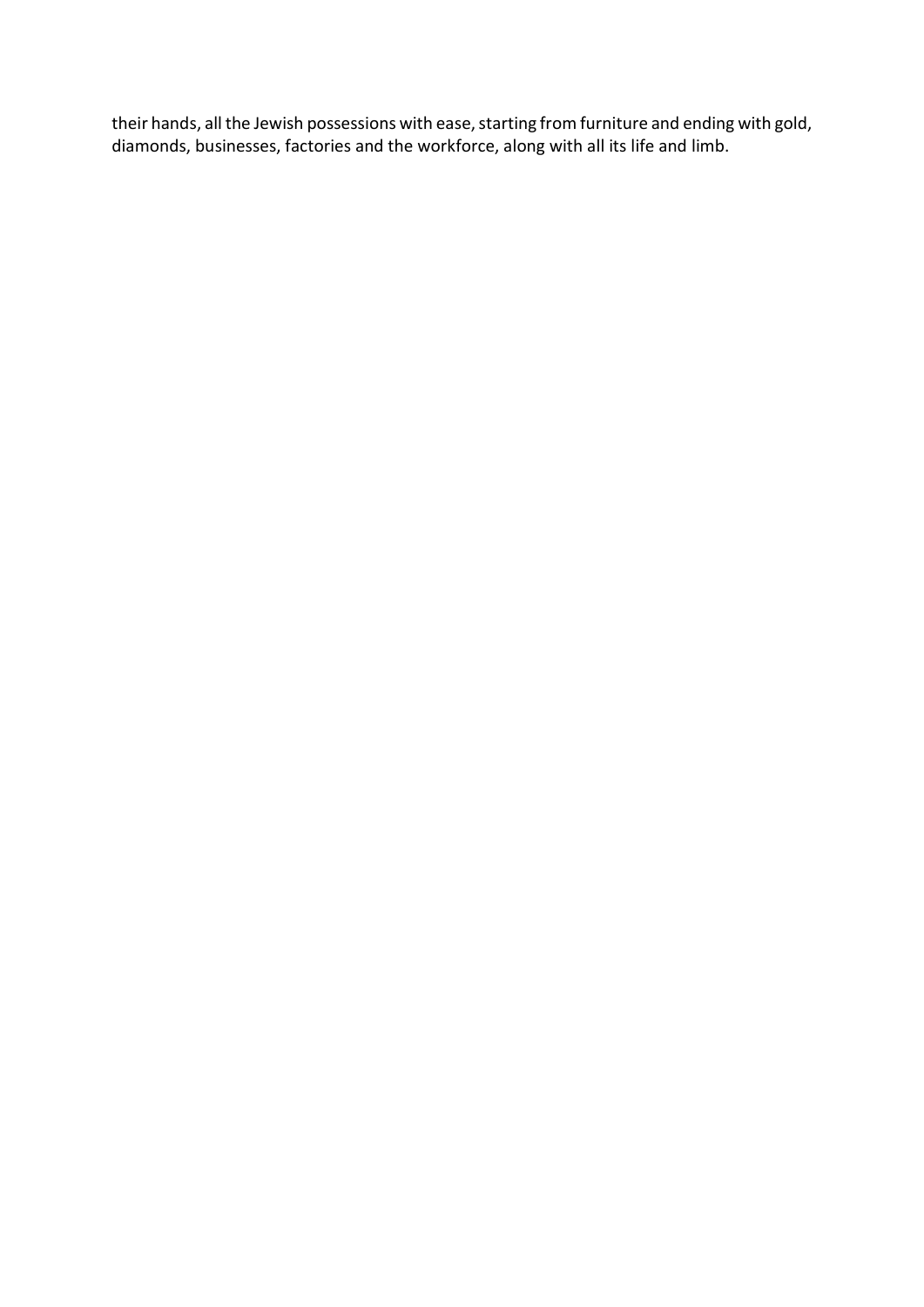their hands, all the Jewish possessions with ease, starting from furniture and ending with gold, diamonds, businesses, factories and the workforce, along with all its life and limb.